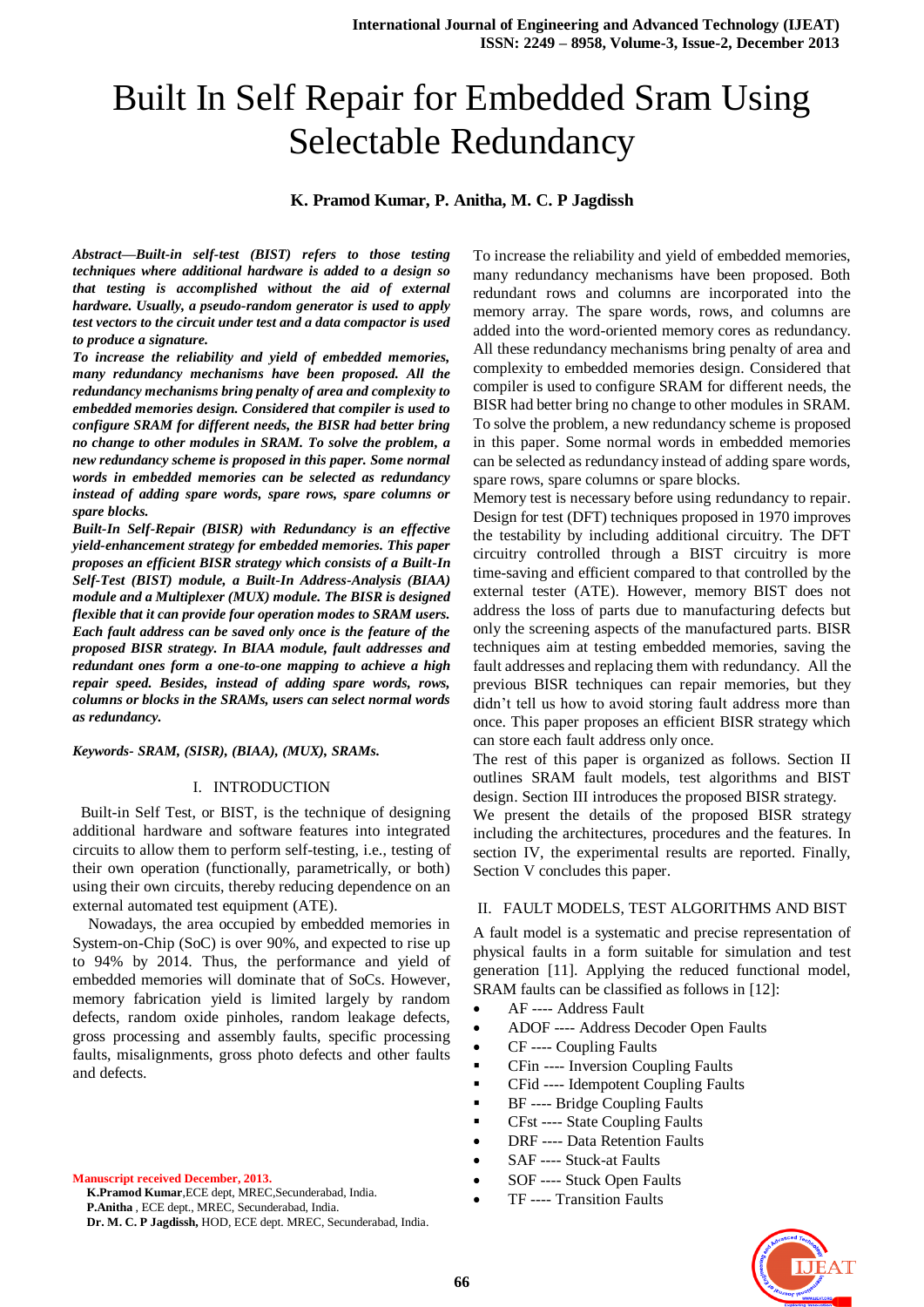# Built In Self Repair for Embedded Sram Using Selectable Redundancy

**K. Pramod Kumar, P. Anitha, M. C. P Jagdissh**

***Abstract—Built-in self-test (BIST) refers to those testing techniques where additional hardware is added to a design so that testing is accomplished without the aid of external hardware. Usually, a pseudo-random generator is used to apply test vectors to the circuit under test and a data compactor is used to produce a signature.***

***To increase the reliability and yield of embedded memories, many redundancy mechanisms have been proposed. All the redundancy mechanisms bring penalty of area and complexity to embedded memories design. Considered that compiler is used to configure SRAM for different needs, the BISR had better bring no change to other modules in SRAM. To solve the problem, a new redundancy scheme is proposed in this paper. Some normal words in embedded memories can be selected as redundancy instead of adding spare words, spare rows, spare columns or spare blocks.***

***Built-In Self-Repair (BISR) with Redundancy is an effective yield-enhancement strategy for embedded memories. This paper proposes an efficient BISR strategy which consists of a Built-In Self-Test (BIST) module, a Built-In Address-Analysis (BIAA) module and a Multiplexer (MUX) module. The BISR is designed flexible that it can provide four operation modes to SRAM users. Each fault address can be saved only once is the feature of the proposed BISR strategy. In BIAA module, fault addresses and redundant ones form a one-to-one mapping to achieve a high repair speed. Besides, instead of adding spare words, rows, columns or blocks in the SRAMs, users can select normal words as redundancy.***

***Keywords- SRAM, (SISR), (BIAA), (MUX), SRAMs.***

## I. INTRODUCTION

Built-in Self Test, or BIST, is the technique of designing additional hardware and software features into integrated circuits to allow them to perform self-testing, i.e., testing of their own operation (functionally, parametrically, or both) using their own circuits, thereby reducing dependence on an external automated test equipment (ATE).

Nowadays, the area occupied by embedded memories in System-on-Chip (SoC) is over 90%, and expected to rise up to 94% by 2014. Thus, the performance and yield of embedded memories will dominate that of SoCs. However, memory fabrication yield is limited largely by random defects, random oxide pinholes, random leakage defects, gross processing and assembly faults, specific processing faults, misalignments, gross photo defects and other faults and defects.

To increase the reliability and yield of embedded memories, many redundancy mechanisms have been proposed. Both redundant rows and columns are incorporated into the memory array. The spare words, rows, and columns are added into the word-oriented memory cores as redundancy. All these redundancy mechanisms bring penalty of area and complexity to embedded memories design. Considered that compiler is used to configure SRAM for different needs, the BISR had better bring no change to other modules in SRAM. To solve the problem, a new redundancy scheme is proposed in this paper. Some normal words in embedded memories can be selected as redundancy instead of adding spare words, spare rows, spare columns or spare blocks.

Memory test is necessary before using redundancy to repair. Design for test (DFT) techniques proposed in 1970 improves the testability by including additional circuitry. The DFT circuitry controlled through a BIST circuitry is more time-saving and efficient compared to that controlled by the external tester (ATE). However, memory BIST does not address the loss of parts due to manufacturing defects but only the screening aspects of the manufactured parts. BISR techniques aim at testing embedded memories, saving the fault addresses and replacing them with redundancy. All the previous BISR techniques can repair memories, but they didn't tell us how to avoid storing fault address more than once. This paper proposes an efficient BISR strategy which can store each fault address only once.

The rest of this paper is organized as follows. Section II outlines SRAM fault models, test algorithms and BIST design. Section III introduces the proposed BISR strategy.

We present the details of the proposed BISR strategy including the architectures, procedures and the features. In section IV, the experimental results are reported. Finally, Section V concludes this paper.

## II. FAULT MODELS, TEST ALGORITHMS AND BIST

A fault model is a systematic and precise representation of physical faults in a form suitable for simulation and test generation [11]. Applying the reduced functional model, SRAM faults can be classified as follows in [12]:

- AF ---- Address Fault
- ADOF ---- Address Decoder Open Faults
- CF ---- Coupling Faults
  - CFin ---- Inversion Coupling Faults
  - CFid ---- Idempotent Coupling Faults
  - BF ---- Bridge Coupling Faults
  - CFst ---- State Coupling Faults
- DRF ---- Data Retention Faults
- SAF ---- Stuck-at Faults
- SOF ---- Stuck Open Faults
- TF ---- Transition Faults

**Manuscript received December, 2013.**

**K.Pramod Kumar**,ECE dept, MREC,Secunderabad, India.

**P.Anitha** , ECE dept., MREC, Secunderabad, India.

**Dr. M. C. P Jagdissh,** HOD, ECE dept. MREC, Secunderabad, India.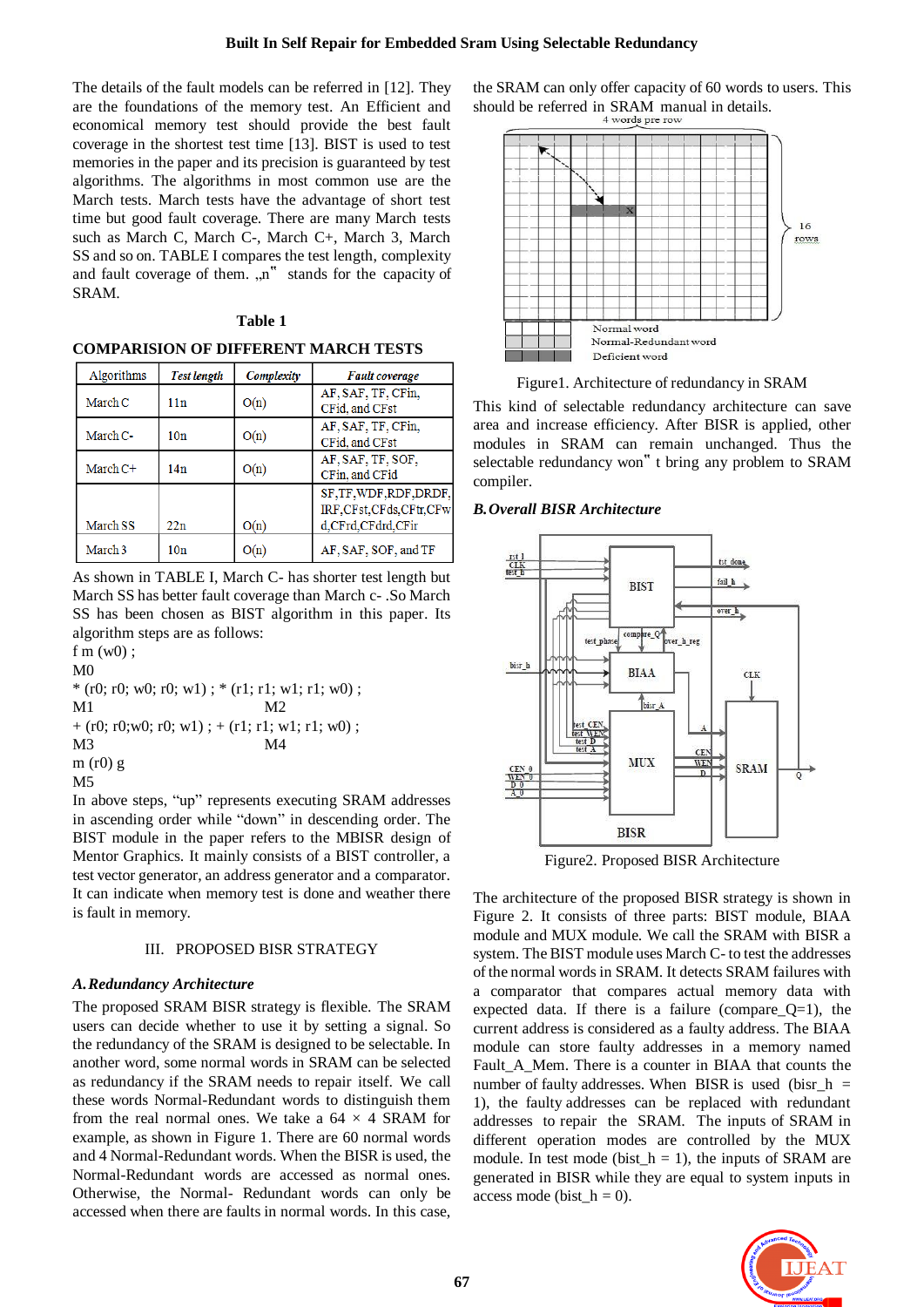The details of the fault models can be referred in [12]. They are the foundations of the memory test. An Efficient and economical memory test should provide the best fault coverage in the shortest test time [13]. BIST is used to test memories in the paper and its precision is guaranteed by test algorithms. The algorithms in most common use are the March tests. March tests have the advantage of short test time but good fault coverage. There are many March tests such as March C, March C-, March C+, March 3, March SS and so on. TABLE I compares the test length, complexity and fault coverage of them. „n" stands for the capacity of SRAM.

**Table 1**

**COMPARISION OF DIFFERENT MARCH TESTS**

| Algorithms | *Test length* | *Complexity* | *Fault coverage* |
|---|---|---|---|
| March C | 11n | O(n) | AF, SAF, TF, CFin, CFid, and CFst |
| March C- | 10n | O(n) | AF, SAF, TF, CFin, CFid, and CFst |
| March C+ | 14n | O(n) | AF, SAF, TF, SOF, CFin, and CFid |
| March SS | 22n | O(n) | SF,TF,WDF,RDF,DRDF, IRF,CFst,CFds,CFtr,CFwd,CFrd,CFdrd,CFir |
| March 3 | 10n | O(n) | AF, SAF, SOF, and TF |

As shown in TABLE I, March C- has shorter test length but March SS has better fault coverage than March c- .So March SS has been chosen as BIST algorithm in this paper. Its algorithm steps are as follows:

f m (w0) ;
M0
\* (r0; r0; w0; r0; w1) ; \* (r1; r1; w1; r1; w0) ;
M1 M2
\+ (r0; r0;w0; r0; w1) ; + (r1; r1; w1; r1; w0) ;
M3 M4
m (r0) g
M5

In above steps, "up" represents executing SRAM addresses in ascending order while "down" in descending order. The BIST module in the paper refers to the MBISR design of Mentor Graphics. It mainly consists of a BIST controller, a test vector generator, an address generator and a comparator. It can indicate when memory test is done and weather there is fault in memory.

## III. PROPOSED BISR STRATEGY

### *A. Redundancy Architecture*

The proposed SRAM BISR strategy is flexible. The SRAM users can decide whether to use it by setting a signal. So the redundancy of the SRAM is designed to be selectable. In another word, some normal words in SRAM can be selected as redundancy if the SRAM needs to repair itself. We call these words Normal-Redundant words to distinguish them from the real normal ones. We take a 64 × 4 SRAM for example, as shown in Figure 1. There are 60 normal words and 4 Normal-Redundant words. When the BISR is used, the Normal-Redundant words are accessed as normal ones. Otherwise, the Normal- Redundant words can only be accessed when there are faults in normal words. In this case, the SRAM can only offer capacity of 60 words to users. This should be referred in SRAM manual in details.

Figure1. Architecture of redundancy in SRAM

This kind of selectable redundancy architecture can save area and increase efficiency. After BISR is applied, other modules in SRAM can remain unchanged. Thus the selectable redundancy won" t bring any problem to SRAM compiler.

### *B. Overall BISR Architecture*

Figure2. Proposed BISR Architecture

The architecture of the proposed BISR strategy is shown in Figure 2. It consists of three parts: BIST module, BIAA module and MUX module. We call the SRAM with BISR a system. The BIST module uses March C- to test the addresses of the normal words in SRAM. It detects SRAM failures with a comparator that compares actual memory data with expected data. If there is a failure (compare_Q=1), the current address is considered as a faulty address. The BIAA module can store faulty addresses in a memory named Fault_A_Mem. There is a counter in BIAA that counts the number of faulty addresses. When BISR is used (bisr_h = 1), the faulty addresses can be replaced with redundant addresses to repair the SRAM. The inputs of SRAM in different operation modes are controlled by the MUX module. In test mode (bist_h = 1), the inputs of SRAM are generated in BISR while they are equal to system inputs in access mode (bist_h = 0).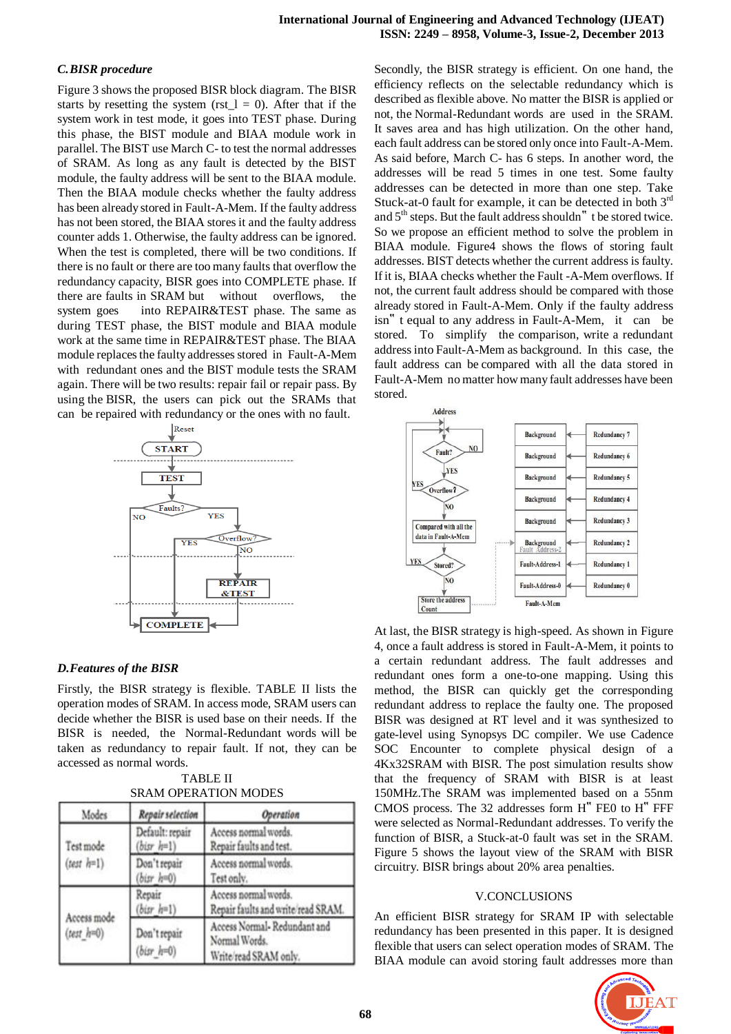### C. BISR procedure

Figure 3 shows the proposed BISR block diagram. The BISR starts by resetting the system (rst_l = 0). After that if the system work in test mode, it goes into TEST phase. During this phase, the BIST module and BIAA module work in parallel. The BIST use March C- to test the normal addresses of SRAM. As long as any fault is detected by the BIST module, the faulty address will be sent to the BIAA module. Then the BIAA module checks whether the faulty address has been already stored in Fault-A-Mem. If the faulty address has not been stored, the BIAA stores it and the faulty address counter adds 1. Otherwise, the faulty address can be ignored. When the test is completed, there will be two conditions. If there is no fault or there are too many faults that overflow the redundancy capacity, BISR goes into COMPLETE phase. If there are faults in SRAM but without overflows, the system goes into REPAIR&TEST phase. The same as during TEST phase, the BIST module and BIAA module work at the same time in REPAIR&TEST phase. The BIAA module replaces the faulty addresses stored in Fault-A-Mem with redundant ones and the BIST module tests the SRAM again. There will be two results: repair fail or repair pass. By using the BISR, the users can pick out the SRAMs that can be repaired with redundancy or the ones with no fault.

### D. Features of the BISR

Firstly, the BISR strategy is flexible. TABLE II lists the operation modes of SRAM. In access mode, SRAM users can decide whether the BISR is used base on their needs. If the BISR is needed, the Normal-Redundant words will be taken as redundancy to repair fault. If not, they can be accessed as normal words.

TABLE II
SRAM OPERATION MODES

| Modes | Repair selection | Operation |
|---|---|---|
| Test mode (test_h=1) | Default: repair (bisr_h=1) | Access normal words. Repair faults and test. |
| | Don't repair (bisr_h=0) | Access normal words. Test only. |
| Access mode (test_h=0) | Repair (bisr_h=1) | Access normal words. Repair faults and write/read SRAM. |
| | Don't repair (bisr_h=0) | Access Normal- Redundant and Normal Words. Write/read SRAM only. |

Secondly, the BISR strategy is efficient. On one hand, the efficiency reflects on the selectable redundancy which is described as flexible above. No matter the BISR is applied or not, the Normal-Redundant words are used in the SRAM. It saves area and has high utilization. On the other hand, each fault address can be stored only once into Fault-A-Mem. As said before, March C- has 6 steps. In another word, the addresses will be read 5 times in one test. Some faulty addresses can be detected in more than one step. Take Stuck-at-0 fault for example, it can be detected in both 3rd and 5th steps. But the fault address shouldn" t be stored twice. So we propose an efficient method to solve the problem in BIAA module. Figure4 shows the flows of storing fault addresses. BIST detects whether the current address is faulty. If it is, BIAA checks whether the Fault -A-Mem overflows. If not, the current fault address should be compared with those already stored in Fault-A-Mem. Only if the faulty address isn" t equal to any address in Fault-A-Mem, it can be stored. To simplify the comparison, write a redundant address into Fault-A-Mem as background. In this case, the fault address can be compared with all the data stored in Fault-A-Mem no matter how many fault addresses have been stored.

At last, the BISR strategy is high-speed. As shown in Figure 4, once a fault address is stored in Fault-A-Mem, it points to a certain redundant address. The fault addresses and redundant ones form a one-to-one mapping. Using this method, the BISR can quickly get the corresponding redundant address to replace the faulty one. The proposed BISR was designed at RT level and it was synthesized to gate-level using Synopsys DC compiler. We use Cadence SOC Encounter to complete physical design of a 4Kx32SRAM with BISR. The post simulation results show that the frequency of SRAM with BISR is at least 150MHz.The SRAM was implemented based on a 55nm CMOS process. The 32 addresses form H" FE0 to H" FFF were selected as Normal-Redundant addresses. To verify the function of BISR, a Stuck-at-0 fault was set in the SRAM. Figure 5 shows the layout view of the SRAM with BISR circuitry. BISR brings about 20% area penalties.

## V.CONCLUSIONS

An efficient BISR strategy for SRAM IP with selectable redundancy has been presented in this paper. It is designed flexible that users can select operation modes of SRAM. The BIAA module can avoid storing fault addresses more than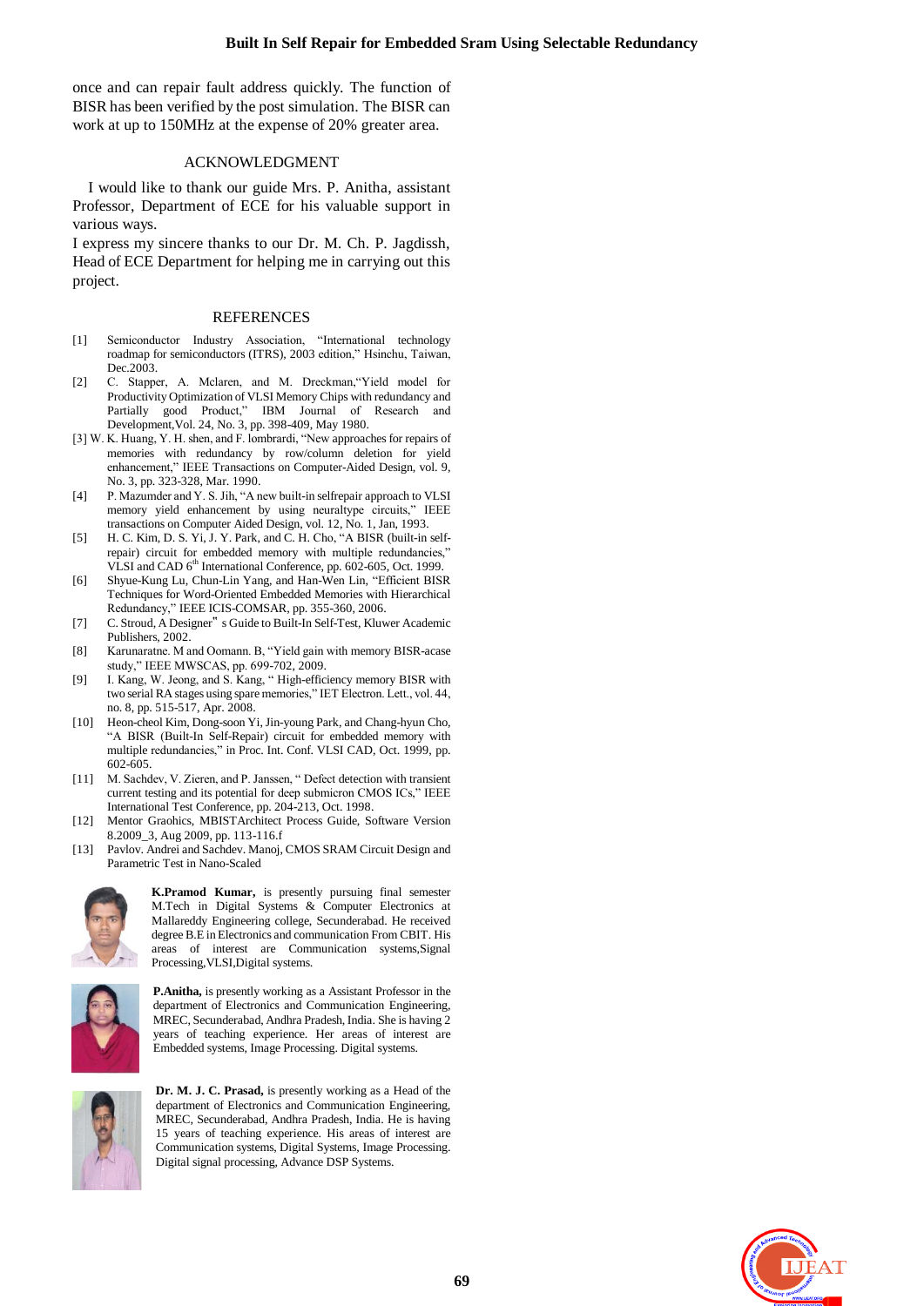once and can repair fault address quickly. The function of BISR has been verified by the post simulation. The BISR can work at up to 150MHz at the expense of 20% greater area.

## ACKNOWLEDGMENT

I would like to thank our guide Mrs. P. Anitha, assistant Professor, Department of ECE for his valuable support in various ways.

I express my sincere thanks to our Dr. M. Ch. P. Jagdissh, Head of ECE Department for helping me in carrying out this project.

## REFERENCES

[1] Semiconductor Industry Association, "International technology roadmap for semiconductors (ITRS), 2003 edition," Hsinchu, Taiwan, Dec.2003.

[2] C. Stapper, A. Mclaren, and M. Dreckman,"Yield model for Productivity Optimization of VLSI Memory Chips with redundancy and Partially good Product," IBM Journal of Research and Development,Vol. 24, No. 3, pp. 398-409, May 1980.

[3] W. K. Huang, Y. H. shen, and F. lombrardi, "New approaches for repairs of memories with redundancy by row/column deletion for yield enhancement," IEEE Transactions on Computer-Aided Design, vol. 9, No. 3, pp. 323-328, Mar. 1990.

[4] P. Mazumder and Y. S. Jih, "A new built-in selfrepair approach to VLSI memory yield enhancement by using neuraltype circuits," IEEE transactions on Computer Aided Design, vol. 12, No. 1, Jan, 1993.

[5] H. C. Kim, D. S. Yi, J. Y. Park, and C. H. Cho, "A BISR (built-in self-repair) circuit for embedded memory with multiple redundancies," VLSI and CAD 6th International Conference, pp. 602-605, Oct. 1999.

[6] Shyue-Kung Lu, Chun-Lin Yang, and Han-Wen Lin, "Efficient BISR Techniques for Word-Oriented Embedded Memories with Hierarchical Redundancy," IEEE ICIS-COMSAR, pp. 355-360, 2006.

[7] C. Stroud, A Designer" s Guide to Built-In Self-Test, Kluwer Academic Publishers, 2002.

[8] Karunaratne. M and Oomann. B, "Yield gain with memory BISR-acase study," IEEE MWSCAS, pp. 699-702, 2009.

[9] I. Kang, W. Jeong, and S. Kang, " High-efficiency memory BISR with two serial RA stages using spare memories," IET Electron. Lett., vol. 44, no. 8, pp. 515-517, Apr. 2008.

[10] Heon-cheol Kim, Dong-soon Yi, Jin-young Park, and Chang-hyun Cho, "A BISR (Built-In Self-Repair) circuit for embedded memory with multiple redundancies," in Proc. Int. Conf. VLSI CAD, Oct. 1999, pp. 602-605.

[11] M. Sachdev, V. Zieren, and P. Janssen, " Defect detection with transient current testing and its potential for deep submicron CMOS ICs," IEEE International Test Conference, pp. 204-213, Oct. 1998.

[12] Mentor Graohics, MBISTArchitect Process Guide, Software Version 8.2009_3, Aug 2009, pp. 113-116.f

[13] Pavlov. Andrei and Sachdev. Manoj, CMOS SRAM Circuit Design and Parametric Test in Nano-Scaled

**K.Pramod Kumar,** is presently pursuing final semester M.Tech in Digital Systems & Computer Electronics at Mallareddy Engineering college, Secunderabad. He received degree B.E in Electronics and communication From CBIT. His areas of interest are Communication systems,Signal Processing,VLSI,Digital systems.

**P.Anitha,** is presently working as a Assistant Professor in the department of Electronics and Communication Engineering, MREC, Secunderabad, Andhra Pradesh, India. She is having 2 years of teaching experience. Her areas of interest are Embedded systems, Image Processing. Digital systems.

**Dr. M. J. C. Prasad,** is presently working as a Head of the department of Electronics and Communication Engineering, MREC, Secunderabad, Andhra Pradesh, India. He is having 15 years of teaching experience. His areas of interest are Communication systems, Digital Systems, Image Processing. Digital signal processing, Advance DSP Systems.